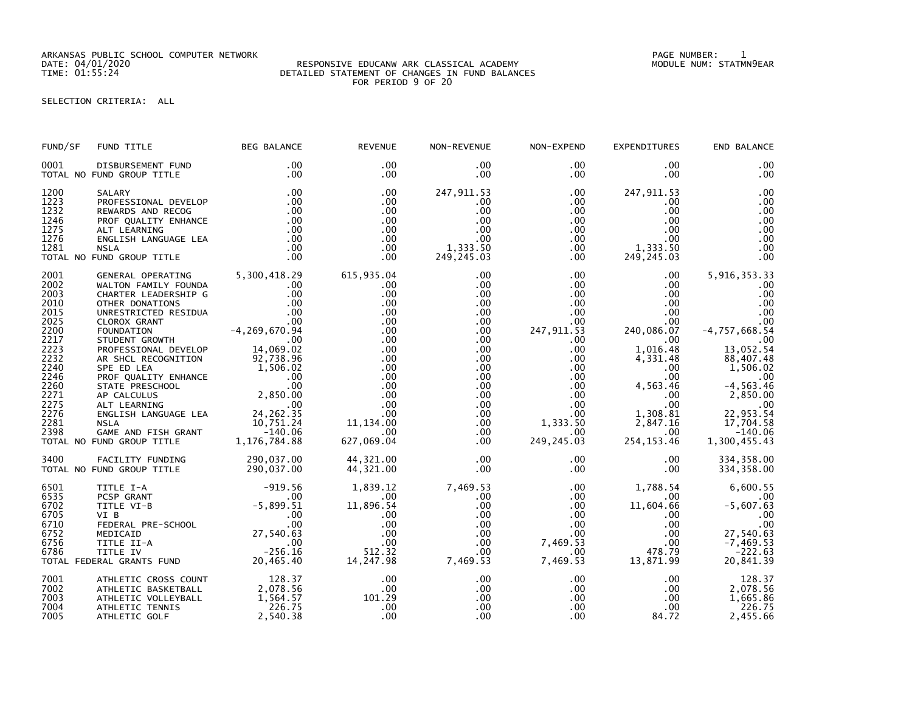ARKANSAS PUBLIC SCHOOL COMPUTER NETWORK
DATE: 04/01/2020
TIME: 01:55:24

RESPONSIVE EDUCANW ARK CLASSICAL ACADEMY
DETAILED STATEMENT OF CHANGES IN FUND BALANCES
FOR PERIOD 9 OF 20

PAGE NUMBER: 1
MODULE NUM: STATMN9EAR

SELECTION CRITERIA: ALL

| FUND/SF | FUND TITLE | BEG BALANCE | REVENUE | NON-REVENUE | NON-EXPEND | EXPENDITURES | END BALANCE |
|---|---|---|---|---|---|---|---|
| 0001 | DISBURSEMENT FUND | .00 | .00 | .00 | .00 | .00 | .00 |
| TOTAL NO FUND GROUP TITLE | | .00 | .00 | .00 | .00 | .00 | .00 |
| 1200 | SALARY | .00 | .00 | 247,911.53 | .00 | 247,911.53 | .00 |
| 1223 | PROFESSIONAL DEVELOP | .00 | .00 | .00 | .00 | .00 | .00 |
| 1232 | REWARDS AND RECOG | .00 | .00 | .00 | .00 | .00 | .00 |
| 1246 | PROF QUALITY ENHANCE | .00 | .00 | .00 | .00 | .00 | .00 |
| 1275 | ALT LEARNING | .00 | .00 | .00 | .00 | .00 | .00 |
| 1276 | ENGLISH LANGUAGE LEA | .00 | .00 | .00 | .00 | .00 | .00 |
| 1281 | NSLA | .00 | .00 | 1,333.50 | .00 | 1,333.50 | .00 |
| TOTAL NO FUND GROUP TITLE | | .00 | .00 | 249,245.03 | .00 | 249,245.03 | .00 |
| 2001 | GENERAL OPERATING | 5,300,418.29 | 615,935.04 | .00 | .00 | .00 | 5,916,353.33 |
| 2002 | WALTON FAMILY FOUNDA | .00 | .00 | .00 | .00 | .00 | .00 |
| 2003 | CHARTER LEADERSHIP G | .00 | .00 | .00 | .00 | .00 | .00 |
| 2010 | OTHER DONATIONS | .00 | .00 | .00 | .00 | .00 | .00 |
| 2015 | UNRESTRICTED RESIDUA | .00 | .00 | .00 | .00 | .00 | .00 |
| 2025 | CLOROX GRANT | .00 | .00 | .00 | .00 | .00 | .00 |
| 2200 | FOUNDATION | -4,269,670.94 | .00 | .00 | 247,911.53 | 240,086.07 | -4,757,668.54 |
| 2217 | STUDENT GROWTH | .00 | .00 | .00 | .00 | .00 | .00 |
| 2223 | PROFESSIONAL DEVELOP | 14,069.02 | .00 | .00 | .00 | 1,016.48 | 13,052.54 |
| 2232 | AR SHCL RECOGNITION | 92,738.96 | .00 | .00 | .00 | 4,331.48 | 88,407.48 |
| 2240 | SPE ED LEA | 1,506.02 | .00 | .00 | .00 | .00 | 1,506.02 |
| 2246 | PROF QUALITY ENHANCE | .00 | .00 | .00 | .00 | .00 | .00 |
| 2260 | STATE PRESCHOOL | .00 | .00 | .00 | .00 | 4,563.46 | -4,563.46 |
| 2271 | AP CALCULUS | 2,850.00 | .00 | .00 | .00 | .00 | 2,850.00 |
| 2275 | ALT LEARNING | .00 | .00 | .00 | .00 | .00 | .00 |
| 2276 | ENGLISH LANGUAGE LEA | 24,262.35 | .00 | .00 | .00 | 1,308.81 | 22,953.54 |
| 2281 | NSLA | 10,751.24 | 11,134.00 | .00 | 1,333.50 | 2,847.16 | 17,704.58 |
| 2398 | GAME AND FISH GRANT | -140.06 | .00 | .00 | .00 | .00 | -140.06 |
| TOTAL NO FUND GROUP TITLE | | 1,176,784.88 | 627,069.04 | .00 | 249,245.03 | 254,153.46 | 1,300,455.43 |
| 3400 | FACILITY FUNDING | 290,037.00 | 44,321.00 | .00 | .00 | .00 | 334,358.00 |
| TOTAL NO FUND GROUP TITLE | | 290,037.00 | 44,321.00 | .00 | .00 | .00 | 334,358.00 |
| 6501 | TITLE I-A | -919.56 | 1,839.12 | 7,469.53 | .00 | 1,788.54 | 6,600.55 |
| 6535 | PCSP GRANT | .00 | .00 | .00 | .00 | .00 | .00 |
| 6702 | TITLE VI-B | -5,899.51 | 11,896.54 | .00 | .00 | 11,604.66 | -5,607.63 |
| 6705 | VI B | .00 | .00 | .00 | .00 | .00 | .00 |
| 6710 | FEDERAL PRE-SCHOOL | .00 | .00 | .00 | .00 | .00 | .00 |
| 6752 | MEDICAID | 27,540.63 | .00 | .00 | .00 | .00 | 27,540.63 |
| 6756 | TITLE II-A | .00 | .00 | .00 | 7,469.53 | .00 | -7,469.53 |
| 6786 | TITLE IV | -256.16 | 512.32 | .00 | .00 | 478.79 | -222.63 |
| TOTAL FEDERAL GRANTS FUND | | 20,465.40 | 14,247.98 | 7,469.53 | 7,469.53 | 13,871.99 | 20,841.39 |
| 7001 | ATHLETIC CROSS COUNT | 128.37 | .00 | .00 | .00 | .00 | 128.37 |
| 7002 | ATHLETIC BASKETBALL | 2,078.56 | .00 | .00 | .00 | .00 | 2,078.56 |
| 7003 | ATHLETIC VOLLEYBALL | 1,564.57 | 101.29 | .00 | .00 | .00 | 1,665.86 |
| 7004 | ATHLETIC TENNIS | 226.75 | .00 | .00 | .00 | .00 | 226.75 |
| 7005 | ATHLETIC GOLF | 2,540.38 | .00 | .00 | .00 | 84.72 | 2,455.66 |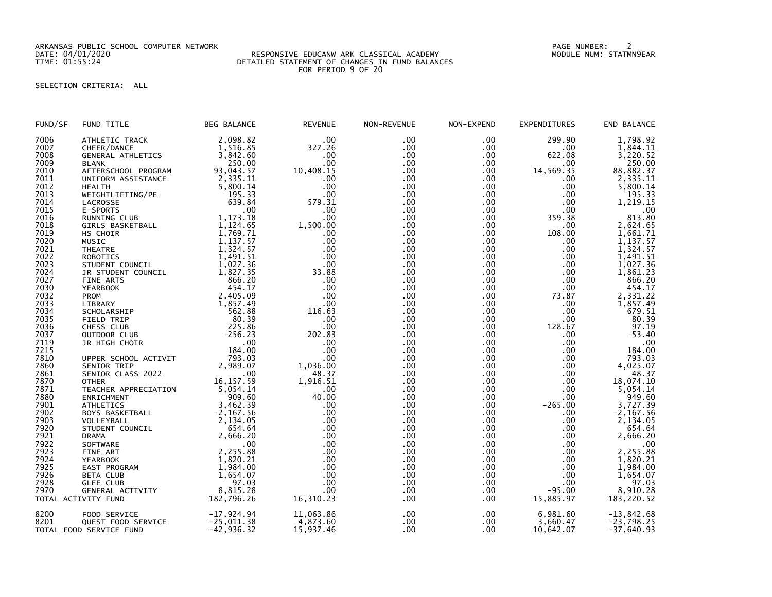ARKANSAS PUBLIC SCHOOL COMPUTER NETWORK
DATE: 04/01/2020
TIME: 01:55:24

RESPONSIVE EDUCANW ARK CLASSICAL ACADEMY
DETAILED STATEMENT OF CHANGES IN FUND BALANCES
FOR PERIOD 9 OF 20

PAGE NUMBER: 2
MODULE NUM: STATMN9EAR

SELECTION CRITERIA: ALL

| FUND/SF | FUND TITLE | BEG BALANCE | REVENUE | NON-REVENUE | NON-EXPEND | EXPENDITURES | END BALANCE |
|---|---|---|---|---|---|---|---|
| 7006 | ATHLETIC TRACK | 2,098.82 | .00 | .00 | .00 | 299.90 | 1,798.92 |
| 7007 | CHEER/DANCE | 1,516.85 | 327.26 | .00 | .00 | .00 | 1,844.11 |
| 7008 | GENERAL ATHLETICS | 3,842.60 | .00 | .00 | .00 | 622.08 | 3,220.52 |
| 7009 | BLANK | 250.00 | .00 | .00 | .00 | .00 | 250.00 |
| 7010 | AFTERSCHOOL PROGRAM | 93,043.57 | 10,408.15 | .00 | .00 | 14,569.35 | 88,882.37 |
| 7011 | UNIFORM ASSISTANCE | 2,335.11 | .00 | .00 | .00 | .00 | 2,335.11 |
| 7012 | HEALTH | 5,800.14 | .00 | .00 | .00 | .00 | 5,800.14 |
| 7013 | WEIGHTLIFTING/PE | 195.33 | .00 | .00 | .00 | .00 | 195.33 |
| 7014 | LACROSSE | 639.84 | 579.31 | .00 | .00 | .00 | 1,219.15 |
| 7015 | E-SPORTS | .00 | .00 | .00 | .00 | .00 | .00 |
| 7016 | RUNNING CLUB | 1,173.18 | .00 | .00 | .00 | 359.38 | 813.80 |
| 7018 | GIRLS BASKETBALL | 1,124.65 | 1,500.00 | .00 | .00 | .00 | 2,624.65 |
| 7019 | HS CHOIR | 1,769.71 | .00 | .00 | .00 | 108.00 | 1,661.71 |
| 7020 | MUSIC | 1,137.57 | .00 | .00 | .00 | .00 | 1,137.57 |
| 7021 | THEATRE | 1,324.57 | .00 | .00 | .00 | .00 | 1,324.57 |
| 7022 | ROBOTICS | 1,491.51 | .00 | .00 | .00 | .00 | 1,491.51 |
| 7023 | STUDENT COUNCIL | 1,027.36 | .00 | .00 | .00 | .00 | 1,027.36 |
| 7024 | JR STUDENT COUNCIL | 1,827.35 | 33.88 | .00 | .00 | .00 | 1,861.23 |
| 7027 | FINE ARTS | 866.20 | .00 | .00 | .00 | .00 | 866.20 |
| 7030 | YEARBOOK | 454.17 | .00 | .00 | .00 | .00 | 454.17 |
| 7032 | PROM | 2,405.09 | .00 | .00 | .00 | 73.87 | 2,331.22 |
| 7033 | LIBRARY | 1,857.49 | .00 | .00 | .00 | .00 | 1,857.49 |
| 7034 | SCHOLARSHIP | 562.88 | 116.63 | .00 | .00 | .00 | 679.51 |
| 7035 | FIELD TRIP | 80.39 | .00 | .00 | .00 | .00 | 80.39 |
| 7036 | CHESS CLUB | 225.86 | .00 | .00 | .00 | 128.67 | 97.19 |
| 7037 | OUTDOOR CLUB | -256.23 | 202.83 | .00 | .00 | .00 | -53.40 |
| 7119 | JR HIGH CHOIR | .00 | .00 | .00 | .00 | .00 | .00 |
| 7215 | | 184.00 | .00 | .00 | .00 | .00 | 184.00 |
| 7810 | UPPER SCHOOL ACTIVIT | 793.03 | .00 | .00 | .00 | .00 | 793.03 |
| 7860 | SENIOR TRIP | 2,989.07 | 1,036.00 | .00 | .00 | .00 | 4,025.07 |
| 7861 | SENIOR CLASS 2022 | .00 | 48.37 | .00 | .00 | .00 | 48.37 |
| 7870 | OTHER | 16,157.59 | 1,916.51 | .00 | .00 | .00 | 18,074.10 |
| 7871 | TEACHER APPRECIATION | 5,054.14 | .00 | .00 | .00 | .00 | 5,054.14 |
| 7880 | ENRICHMENT | 909.60 | 40.00 | .00 | .00 | .00 | 949.60 |
| 7901 | ATHLETICS | 3,462.39 | .00 | .00 | .00 | -265.00 | 3,727.39 |
| 7902 | BOYS BASKETBALL | -2,167.56 | .00 | .00 | .00 | .00 | -2,167.56 |
| 7903 | VOLLEYBALL | 2,134.05 | .00 | .00 | .00 | .00 | 2,134.05 |
| 7920 | STUDENT COUNCIL | 654.64 | .00 | .00 | .00 | .00 | 654.64 |
| 7921 | DRAMA | 2,666.20 | .00 | .00 | .00 | .00 | 2,666.20 |
| 7922 | SOFTWARE | .00 | .00 | .00 | .00 | .00 | .00 |
| 7923 | FINE ART | 2,255.88 | .00 | .00 | .00 | .00 | 2,255.88 |
| 7924 | YEARBOOK | 1,820.21 | .00 | .00 | .00 | .00 | 1,820.21 |
| 7925 | EAST PROGRAM | 1,984.00 | .00 | .00 | .00 | .00 | 1,984.00 |
| 7926 | BETA CLUB | 1,654.07 | .00 | .00 | .00 | .00 | 1,654.07 |
| 7928 | GLEE CLUB | 97.03 | .00 | .00 | .00 | .00 | 97.03 |
| 7970 | GENERAL ACTIVITY | 8,815.28 | .00 | .00 | .00 | -95.00 | 8,910.28 |
| TOTAL ACTIVITY FUND | | 182,796.26 | 16,310.23 | .00 | .00 | 15,885.97 | 183,220.52 |
| 8200 | FOOD SERVICE | -17,924.94 | 11,063.86 | .00 | .00 | 6,981.60 | -13,842.68 |
| 8201 | QUEST FOOD SERVICE | -25,011.38 | 4,873.60 | .00 | .00 | 3,660.47 | -23,798.25 |
| TOTAL FOOD SERVICE FUND | | -42,936.32 | 15,937.46 | .00 | .00 | 10,642.07 | -37,640.93 |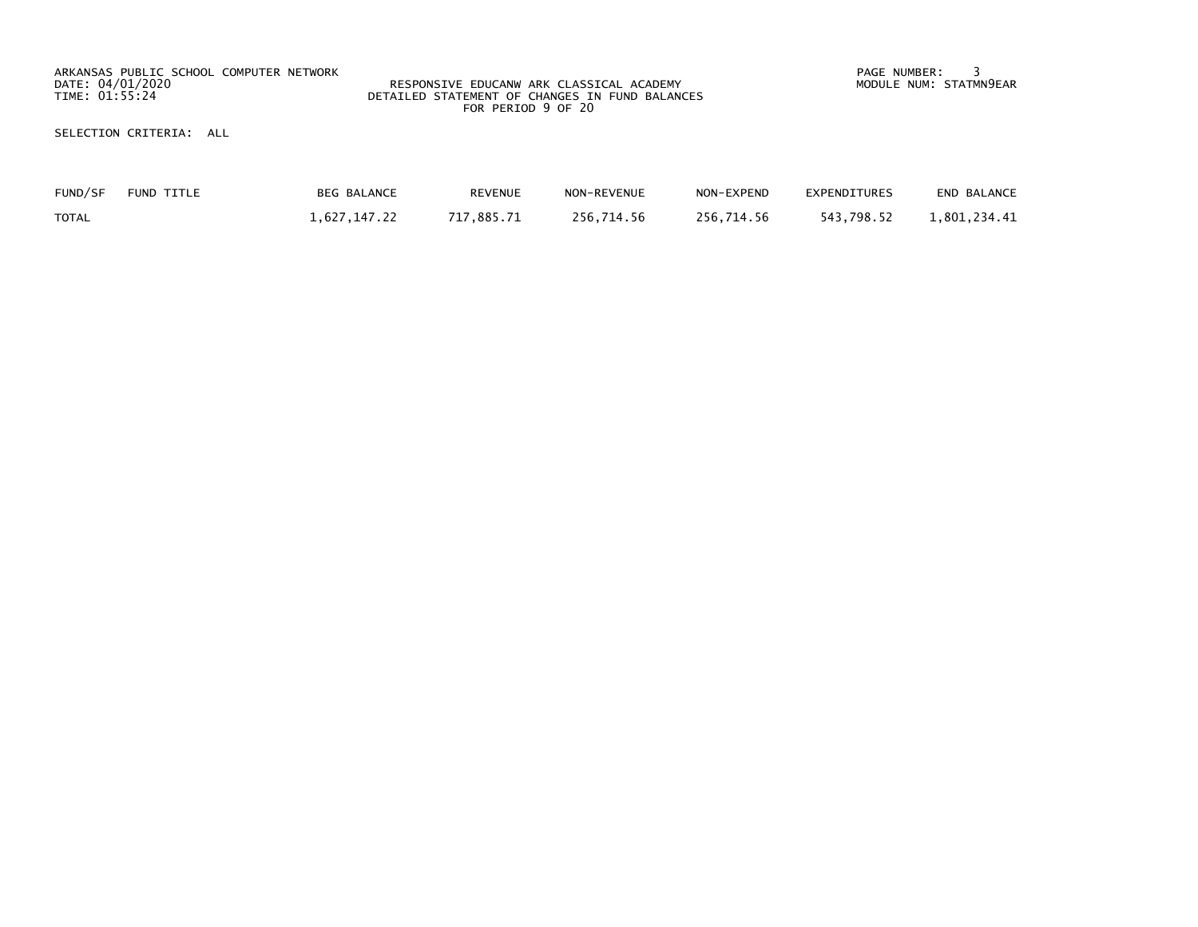ARKANSAS PUBLIC SCHOOL COMPUTER NETWORK
DATE: 04/01/2020
TIME: 01:55:24

RESPONSIVE EDUCANW ARK CLASSICAL ACADEMY
DETAILED STATEMENT OF CHANGES IN FUND BALANCES
FOR PERIOD 9 OF 20

MODULE NUM: STATMN9EAR

SELECTION CRITERIA: ALL

| FUND/SF | FUND TITLE | BEG BALANCE | REVENUE | NON-REVENUE | NON-EXPEND | EXPENDITURES | END BALANCE |
|---|---|---|---|---|---|---|---|
| TOTAL | | 1,627,147.22 | 717,885.71 | 256,714.56 | 256,714.56 | 543,798.52 | 1,801,234.41 |